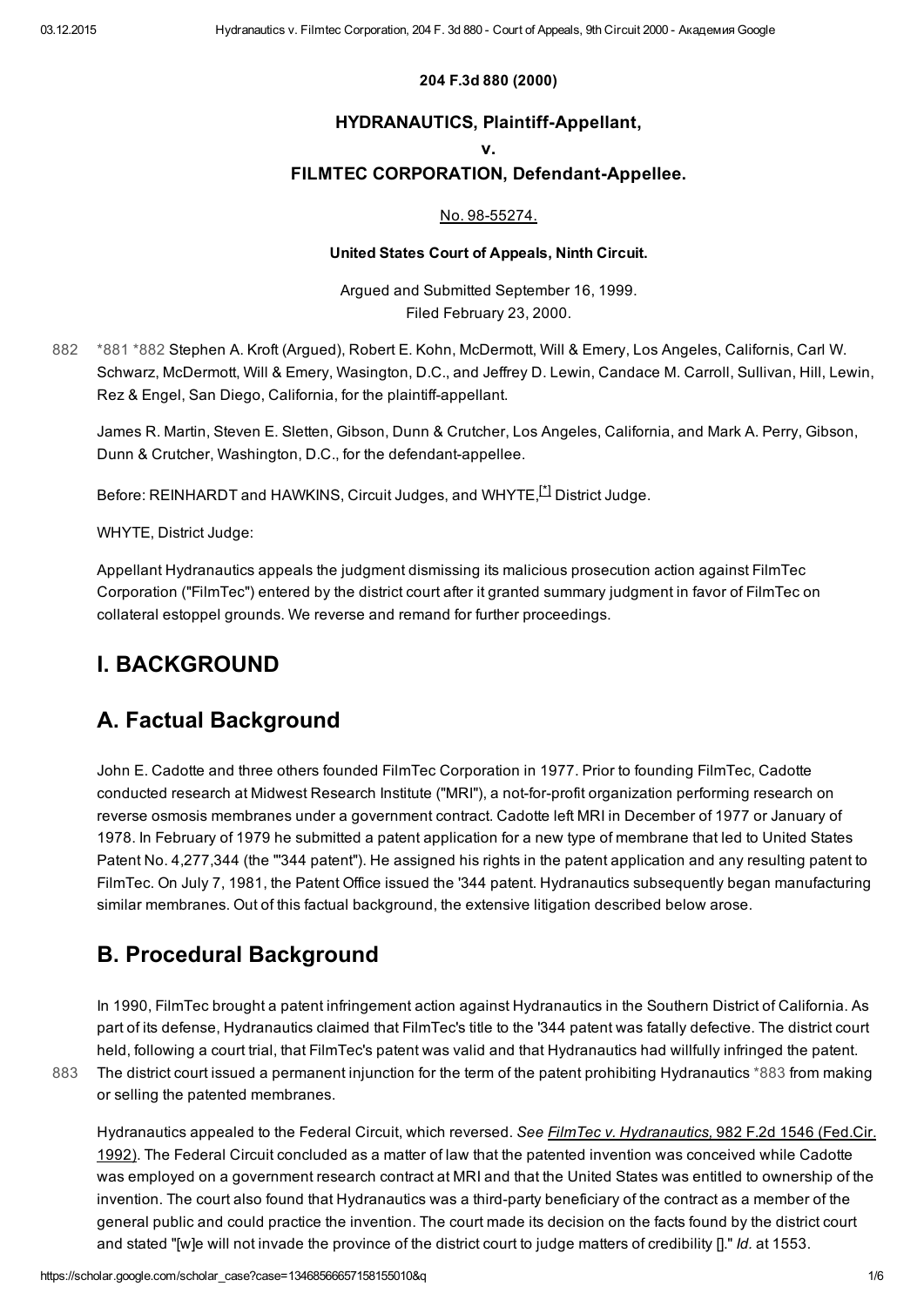**204 F.3d 880 (2000)**

**HYDRANAUTICS, Plaintiff-Appellant,**

**v.**

**FILMTEC CORPORATION, Defendant-Appellee.**

No. 98-55274.

**United States Court of Appeals, Ninth Circuit.**

Argued and Submitted September 16, 1999.
Filed February 23, 2000.

*881 *882 Stephen A. Kroft (Argued), Robert E. Kohn, McDermott, Will & Emery, Los Angeles, Californis, Carl W. Schwarz, McDermott, Will & Emery, Wasington, D.C., and Jeffrey D. Lewin, Candace M. Carroll, Sullivan, Hill, Lewin, Rez & Engel, San Diego, California, for the plaintiff-appellant.

James R. Martin, Steven E. Sletten, Gibson, Dunn & Crutcher, Los Angeles, California, and Mark A. Perry, Gibson, Dunn & Crutcher, Washington, D.C., for the defendant-appellee.

Before: REINHARDT and HAWKINS, Circuit Judges, and WHYTE,[*] District Judge.

WHYTE, District Judge:

Appellant Hydranautics appeals the judgment dismissing its malicious prosecution action against FilmTec Corporation ("FilmTec") entered by the district court after it granted summary judgment in favor of FilmTec on collateral estoppel grounds. We reverse and remand for further proceedings.

## I. BACKGROUND

## A. Factual Background

John E. Cadotte and three others founded FilmTec Corporation in 1977. Prior to founding FilmTec, Cadotte conducted research at Midwest Research Institute ("MRI"), a not-for-profit organization performing research on reverse osmosis membranes under a government contract. Cadotte left MRI in December of 1977 or January of 1978. In February of 1979 he submitted a patent application for a new type of membrane that led to United States Patent No. 4,277,344 (the "'344 patent"). He assigned his rights in the patent application and any resulting patent to FilmTec. On July 7, 1981, the Patent Office issued the '344 patent. Hydranautics subsequently began manufacturing similar membranes. Out of this factual background, the extensive litigation described below arose.

## B. Procedural Background

In 1990, FilmTec brought a patent infringement action against Hydranautics in the Southern District of California. As part of its defense, Hydranautics claimed that FilmTec's title to the '344 patent was fatally defective. The district court held, following a court trial, that FilmTec's patent was valid and that Hydranautics had willfully infringed the patent. The district court issued a permanent injunction for the term of the patent prohibiting Hydranautics *883 from making or selling the patented membranes.

Hydranautics appealed to the Federal Circuit, which reversed. *See FilmTec v. Hydranautics,* 982 F.2d 1546 (Fed.Cir. 1992). The Federal Circuit concluded as a matter of law that the patented invention was conceived while Cadotte was employed on a government research contract at MRI and that the United States was entitled to ownership of the invention. The court also found that Hydranautics was a third-party beneficiary of the contract as a member of the general public and could practice the invention. The court made its decision on the facts found by the district court and stated "[w]e will not invade the province of the district court to judge matters of credibility []." *Id.* at 1553.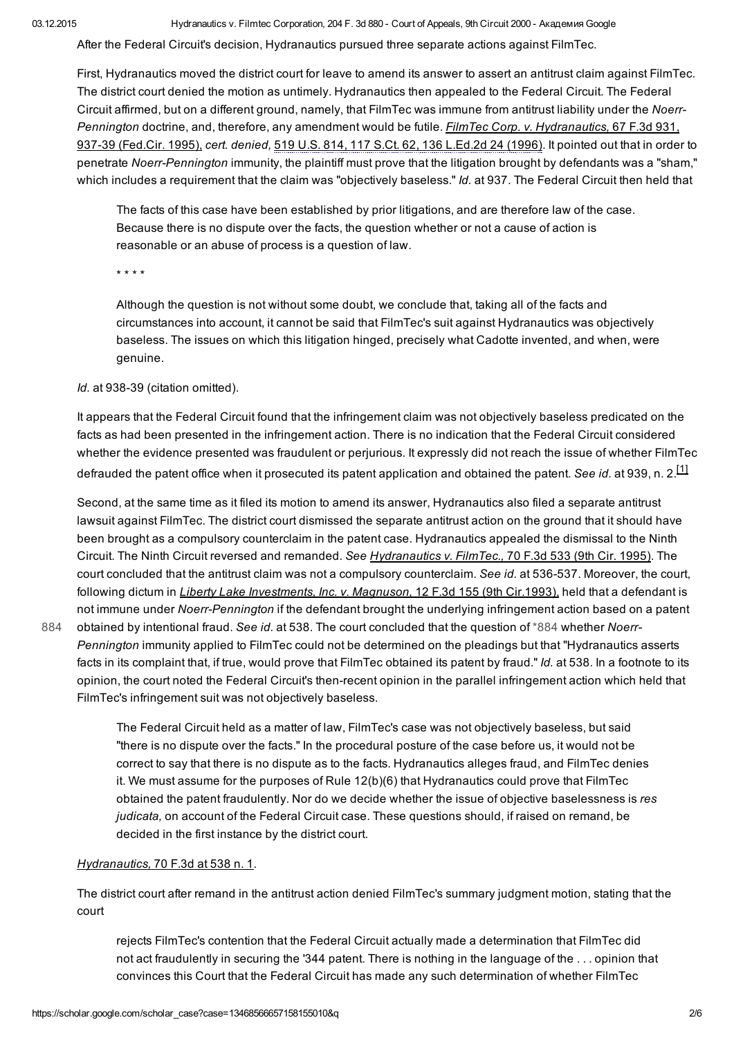After the Federal Circuit's decision, Hydranautics pursued three separate actions against FilmTec.

First, Hydranautics moved the district court for leave to amend its answer to assert an antitrust claim against FilmTec. The district court denied the motion as untimely. Hydranautics then appealed to the Federal Circuit. The Federal Circuit affirmed, but on a different ground, namely, that FilmTec was immune from antitrust liability under the *Noerr-Pennington* doctrine, and, therefore, any amendment would be futile. *FilmTec Corp. v. Hydranautics,* 67 F.3d 931, 937-39 (Fed.Cir. 1995), *cert. denied,* 519 U.S. 814, 117 S.Ct. 62, 136 L.Ed.2d 24 (1996). It pointed out that in order to penetrate *Noerr-Pennington* immunity, the plaintiff must prove that the litigation brought by defendants was a "sham," which includes a requirement that the claim was "objectively baseless." *Id.* at 937. The Federal Circuit then held that

> The facts of this case have been established by prior litigations, and are therefore law of the case. Because there is no dispute over the facts, the question whether or not a cause of action is reasonable or an abuse of process is a question of law.
>
> * * * *
>
> Although the question is not without some doubt, we conclude that, taking all of the facts and circumstances into account, it cannot be said that FilmTec's suit against Hydranautics was objectively baseless. The issues on which this litigation hinged, precisely what Cadotte invented, and when, were genuine.

*Id.* at 938-39 (citation omitted).

It appears that the Federal Circuit found that the infringement claim was not objectively baseless predicated on the facts as had been presented in the infringement action. There is no indication that the Federal Circuit considered whether the evidence presented was fraudulent or perjurious. It expressly did not reach the issue of whether FilmTec defrauded the patent office when it prosecuted its patent application and obtained the patent. *See id.* at 939, n. 2.[1]

Second, at the same time as it filed its motion to amend its answer, Hydranautics also filed a separate antitrust lawsuit against FilmTec. The district court dismissed the separate antitrust action on the ground that it should have been brought as a compulsory counterclaim in the patent case. Hydranautics appealed the dismissal to the Ninth Circuit. The Ninth Circuit reversed and remanded. *See Hydranautics v. FilmTec.,* 70 F.3d 533 (9th Cir. 1995). The court concluded that the antitrust claim was not a compulsory counterclaim. *See id.* at 536-537. Moreover, the court, following dictum in *Liberty Lake Investments, Inc. v. Magnuson,* 12 F.3d 155 (9th Cir.1993), held that a defendant is not immune under *Noerr-Pennington* if the defendant brought the underlying infringement action based on a patent obtained by intentional fraud. *See id.* at 538. The court concluded that the question of *884 whether *Noerr-Pennington* immunity applied to FilmTec could not be determined on the pleadings but that "Hydranautics asserts facts in its complaint that, if true, would prove that FilmTec obtained its patent by fraud." *Id.* at 538. In a footnote to its opinion, the court noted the Federal Circuit's then-recent opinion in the parallel infringement action which held that FilmTec's infringement suit was not objectively baseless.

> The Federal Circuit held as a matter of law, FilmTec's case was not objectively baseless, but said "there is no dispute over the facts." In the procedural posture of the case before us, it would not be correct to say that there is no dispute as to the facts. Hydranautics alleges fraud, and FilmTec denies it. We must assume for the purposes of Rule 12(b)(6) that Hydranautics could prove that FilmTec obtained the patent fraudulently. Nor do we decide whether the issue of objective baselessness is *res judicata,* on account of the Federal Circuit case. These questions should, if raised on remand, be decided in the first instance by the district court.

*Hydranautics,* 70 F.3d at 538 n. 1.

The district court after remand in the antitrust action denied FilmTec's summary judgment motion, stating that the court

> rejects FilmTec's contention that the Federal Circuit actually made a determination that FilmTec did not act fraudulently in securing the '344 patent. There is nothing in the language of the . . . opinion that convinces this Court that the Federal Circuit has made any such determination of whether FilmTec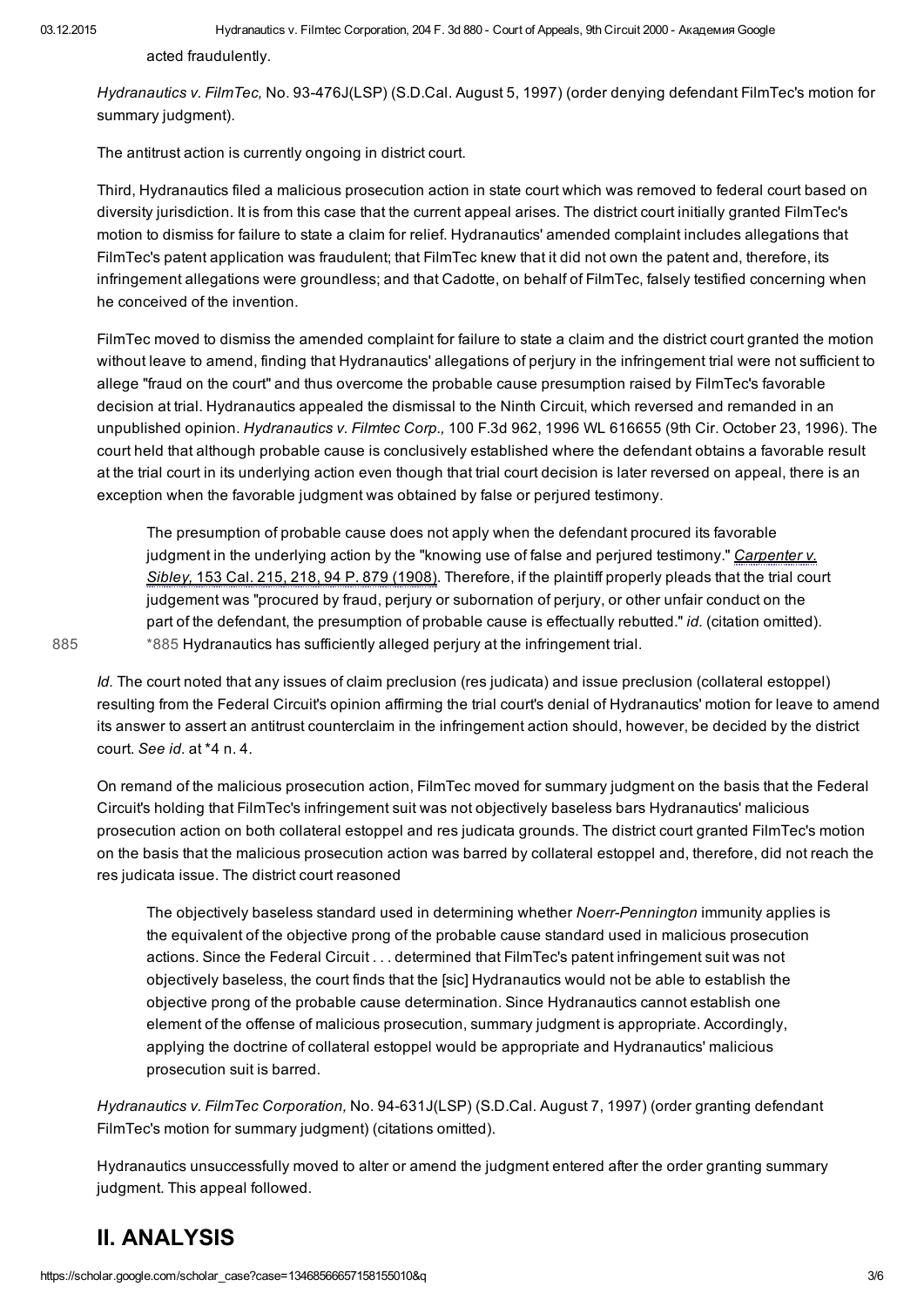acted fraudulently.

*Hydranautics v. FilmTec,* No. 93-476J(LSP) (S.D.Cal. August 5, 1997) (order denying defendant FilmTec's motion for summary judgment).

The antitrust action is currently ongoing in district court.

Third, Hydranautics filed a malicious prosecution action in state court which was removed to federal court based on diversity jurisdiction. It is from this case that the current appeal arises. The district court initially granted FilmTec's motion to dismiss for failure to state a claim for relief. Hydranautics' amended complaint includes allegations that FilmTec's patent application was fraudulent; that FilmTec knew that it did not own the patent and, therefore, its infringement allegations were groundless; and that Cadotte, on behalf of FilmTec, falsely testified concerning when he conceived of the invention.

FilmTec moved to dismiss the amended complaint for failure to state a claim and the district court granted the motion without leave to amend, finding that Hydranautics' allegations of perjury in the infringement trial were not sufficient to allege "fraud on the court" and thus overcome the probable cause presumption raised by FilmTec's favorable decision at trial. Hydranautics appealed the dismissal to the Ninth Circuit, which reversed and remanded in an unpublished opinion. *Hydranautics v. Filmtec Corp.,* 100 F.3d 962, 1996 WL 616655 (9th Cir. October 23, 1996). The court held that although probable cause is conclusively established where the defendant obtains a favorable result at the trial court in its underlying action even though that trial court decision is later reversed on appeal, there is an exception when the favorable judgment was obtained by false or perjured testimony.

> The presumption of probable cause does not apply when the defendant procured its favorable judgment in the underlying action by the "knowing use of false and perjured testimony." *Carpenter v. Sibley,* 153 Cal. 215, 218, 94 P. 879 (1908). Therefore, if the plaintiff properly pleads that the trial court judgement was "procured by fraud, perjury or subornation of perjury, or other unfair conduct on the part of the defendant, the presumption of probable cause is effectually rebutted." *id.* (citation omitted). *885 Hydranautics has sufficiently alleged perjury at the infringement trial.

*Id.* The court noted that any issues of claim preclusion (res judicata) and issue preclusion (collateral estoppel) resulting from the Federal Circuit's opinion affirming the trial court's denial of Hydranautics' motion for leave to amend its answer to assert an antitrust counterclaim in the infringement action should, however, be decided by the district court. *See id.* at *4 n. 4.

On remand of the malicious prosecution action, FilmTec moved for summary judgment on the basis that the Federal Circuit's holding that FilmTec's infringement suit was not objectively baseless bars Hydranautics' malicious prosecution action on both collateral estoppel and res judicata grounds. The district court granted FilmTec's motion on the basis that the malicious prosecution action was barred by collateral estoppel and, therefore, did not reach the res judicata issue. The district court reasoned

> The objectively baseless standard used in determining whether *Noerr-Pennington* immunity applies is the equivalent of the objective prong of the probable cause standard used in malicious prosecution actions. Since the Federal Circuit . . . determined that FilmTec's patent infringement suit was not objectively baseless, the court finds that the [sic] Hydranautics would not be able to establish the objective prong of the probable cause determination. Since Hydranautics cannot establish one element of the offense of malicious prosecution, summary judgment is appropriate. Accordingly, applying the doctrine of collateral estoppel would be appropriate and Hydranautics' malicious prosecution suit is barred.

*Hydranautics v. FilmTec Corporation,* No. 94-631J(LSP) (S.D.Cal. August 7, 1997) (order granting defendant FilmTec's motion for summary judgment) (citations omitted).

Hydranautics unsuccessfully moved to alter or amend the judgment entered after the order granting summary judgment. This appeal followed.

## II. ANALYSIS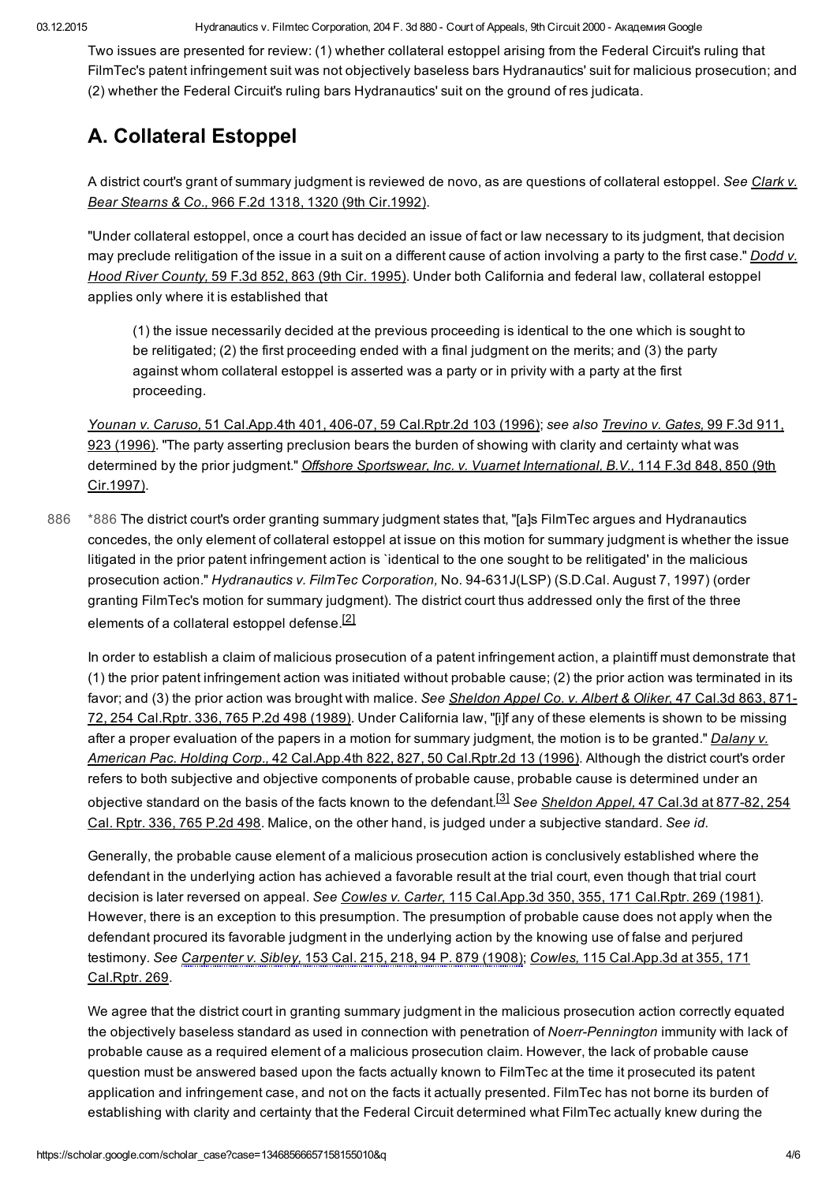Two issues are presented for review: (1) whether collateral estoppel arising from the Federal Circuit's ruling that FilmTec's patent infringement suit was not objectively baseless bars Hydranautics' suit for malicious prosecution; and (2) whether the Federal Circuit's ruling bars Hydranautics' suit on the ground of res judicata.

## A. Collateral Estoppel

A district court's grant of summary judgment is reviewed de novo, as are questions of collateral estoppel. *See Clark v. Bear Stearns & Co.,* 966 F.2d 1318, 1320 (9th Cir.1992).

"Under collateral estoppel, once a court has decided an issue of fact or law necessary to its judgment, that decision may preclude relitigation of the issue in a suit on a different cause of action involving a party to the first case." *Dodd v. Hood River County,* 59 F.3d 852, 863 (9th Cir. 1995). Under both California and federal law, collateral estoppel applies only where it is established that

> (1) the issue necessarily decided at the previous proceeding is identical to the one which is sought to be relitigated; (2) the first proceeding ended with a final judgment on the merits; and (3) the party against whom collateral estoppel is asserted was a party or in privity with a party at the first proceeding.

*Younan v. Caruso,* 51 Cal.App.4th 401, 406-07, 59 Cal.Rptr.2d 103 (1996); *see also Trevino v. Gates,* 99 F.3d 911, 923 (1996). "The party asserting preclusion bears the burden of showing with clarity and certainty what was determined by the prior judgment." *Offshore Sportswear, Inc. v. Vuarnet International, B.V.,* 114 F.3d 848, 850 (9th Cir.1997).

*886 The district court's order granting summary judgment states that, "[a]s FilmTec argues and Hydranautics concedes, the only element of collateral estoppel at issue on this motion for summary judgment is whether the issue litigated in the prior patent infringement action is `identical to the one sought to be relitigated' in the malicious prosecution action." *Hydranautics v. FilmTec Corporation,* No. 94-631J(LSP) (S.D.Cal. August 7, 1997) (order granting FilmTec's motion for summary judgment). The district court thus addressed only the first of the three elements of a collateral estoppel defense.[2]

In order to establish a claim of malicious prosecution of a patent infringement action, a plaintiff must demonstrate that (1) the prior patent infringement action was initiated without probable cause; (2) the prior action was terminated in its favor; and (3) the prior action was brought with malice. *See Sheldon Appel Co. v. Albert & Oliker,* 47 Cal.3d 863, 871-72, 254 Cal.Rptr. 336, 765 P.2d 498 (1989). Under California law, "[i]f any of these elements is shown to be missing after a proper evaluation of the papers in a motion for summary judgment, the motion is to be granted." *Dalany v. American Pac. Holding Corp.,* 42 Cal.App.4th 822, 827, 50 Cal.Rptr.2d 13 (1996). Although the district court's order refers to both subjective and objective components of probable cause, probable cause is determined under an objective standard on the basis of the facts known to the defendant.[3] *See Sheldon Appel,* 47 Cal.3d at 877-82, 254 Cal. Rptr. 336, 765 P.2d 498. Malice, on the other hand, is judged under a subjective standard. *See id.*

Generally, the probable cause element of a malicious prosecution action is conclusively established where the defendant in the underlying action has achieved a favorable result at the trial court, even though that trial court decision is later reversed on appeal. *See Cowles v. Carter,* 115 Cal.App.3d 350, 355, 171 Cal.Rptr. 269 (1981). However, there is an exception to this presumption. The presumption of probable cause does not apply when the defendant procured its favorable judgment in the underlying action by the knowing use of false and perjured testimony. *See Carpenter v. Sibley,* 153 Cal. 215, 218, 94 P. 879 (1908); *Cowles,* 115 Cal.App.3d at 355, 171 Cal.Rptr. 269.

We agree that the district court in granting summary judgment in the malicious prosecution action correctly equated the objectively baseless standard as used in connection with penetration of *Noerr-Pennington* immunity with lack of probable cause as a required element of a malicious prosecution claim. However, the lack of probable cause question must be answered based upon the facts actually known to FilmTec at the time it prosecuted its patent application and infringement case, and not on the facts it actually presented. FilmTec has not borne its burden of establishing with clarity and certainty that the Federal Circuit determined what FilmTec actually knew during the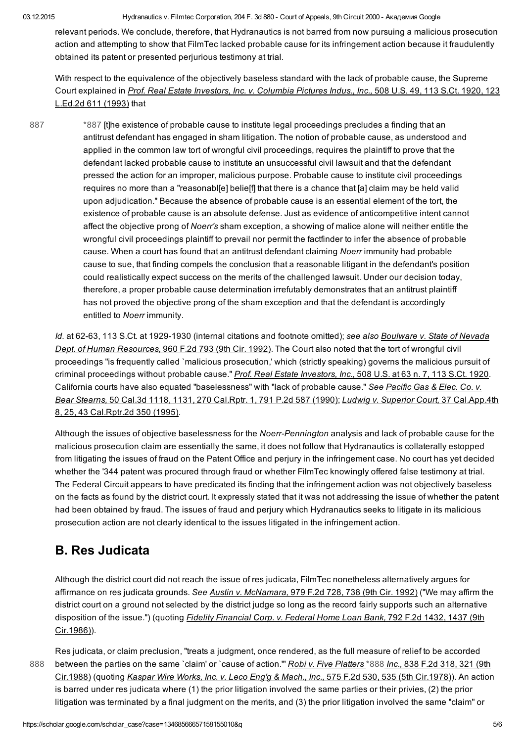relevant periods. We conclude, therefore, that Hydranautics is not barred from now pursuing a malicious prosecution action and attempting to show that FilmTec lacked probable cause for its infringement action because it fraudulently obtained its patent or presented perjurious testimony at trial.

With respect to the equivalence of the objectively baseless standard with the lack of probable cause, the Supreme Court explained in *Prof. Real Estate Investors, Inc. v. Columbia Pictures Indus., Inc.,* 508 U.S. 49, 113 S.Ct. 1920, 123 L.Ed.2d 611 (1993) that

> *887 [t]he existence of probable cause to institute legal proceedings precludes a finding that an antitrust defendant has engaged in sham litigation. The notion of probable cause, as understood and applied in the common law tort of wrongful civil proceedings, requires the plaintiff to prove that the defendant lacked probable cause to institute an unsuccessful civil lawsuit and that the defendant pressed the action for an improper, malicious purpose. Probable cause to institute civil proceedings requires no more than a "reasonabl[e] belie[f] that there is a chance that [a] claim may be held valid upon adjudication." Because the absence of probable cause is an essential element of the tort, the existence of probable cause is an absolute defense. Just as evidence of anticompetitive intent cannot affect the objective prong of *Noerr's* sham exception, a showing of malice alone will neither entitle the wrongful civil proceedings plaintiff to prevail nor permit the factfinder to infer the absence of probable cause. When a court has found that an antitrust defendant claiming *Noerr* immunity had probable cause to sue, that finding compels the conclusion that a reasonable litigant in the defendant's position could realistically expect success on the merits of the challenged lawsuit. Under our decision today, therefore, a proper probable cause determination irrefutably demonstrates that an antitrust plaintiff has not proved the objective prong of the sham exception and that the defendant is accordingly entitled to *Noerr* immunity.

*Id.* at 62-63, 113 S.Ct. at 1929-1930 (internal citations and footnote omitted); *see also Boulware v. State of Nevada Dept. of Human Resources,* 960 F.2d 793 (9th Cir. 1992). The Court also noted that the tort of wrongful civil proceedings "is frequently called `malicious prosecution,' which (strictly speaking) governs the malicious pursuit of criminal proceedings without probable cause." *Prof. Real Estate Investors, Inc.,* 508 U.S. at 63 n. 7, 113 S.Ct. 1920. California courts have also equated "baselessness" with "lack of probable cause." *See Pacific Gas & Elec. Co. v. Bear Stearns,* 50 Cal.3d 1118, 1131, 270 Cal.Rptr. 1, 791 P.2d 587 (1990); *Ludwig v. Superior Court,* 37 Cal.App.4th 8, 25, 43 Cal.Rptr.2d 350 (1995).

Although the issues of objective baselessness for the *Noerr-Pennington* analysis and lack of probable cause for the malicious prosecution claim are essentially the same, it does not follow that Hydranautics is collaterally estopped from litigating the issues of fraud on the Patent Office and perjury in the infringement case. No court has yet decided whether the '344 patent was procured through fraud or whether FilmTec knowingly offered false testimony at trial. The Federal Circuit appears to have predicated its finding that the infringement action was not objectively baseless on the facts as found by the district court. It expressly stated that it was not addressing the issue of whether the patent had been obtained by fraud. The issues of fraud and perjury which Hydranautics seeks to litigate in its malicious prosecution action are not clearly identical to the issues litigated in the infringement action.

## B. Res Judicata

Although the district court did not reach the issue of res judicata, FilmTec nonetheless alternatively argues for affirmance on res judicata grounds. *See Austin v. McNamara,* 979 F.2d 728, 738 (9th Cir. 1992) ("We may affirm the district court on a ground not selected by the district judge so long as the record fairly supports such an alternative disposition of the issue.") (quoting *Fidelity Financial Corp. v. Federal Home Loan Bank,* 792 F.2d 1432, 1437 (9th Cir.1986)).

Res judicata, or claim preclusion, "treats a judgment, once rendered, as the full measure of relief to be accorded between the parties on the same `claim' or `cause of action.'" *Robi v. Five Platters* *888 *Inc.,* 838 F.2d 318, 321 (9th Cir.1988) (quoting *Kaspar Wire Works, Inc. v. Leco Eng'g & Mach., Inc.,* 575 F.2d 530, 535 (5th Cir.1978)). An action is barred under res judicata where (1) the prior litigation involved the same parties or their privies, (2) the prior litigation was terminated by a final judgment on the merits, and (3) the prior litigation involved the same "claim" or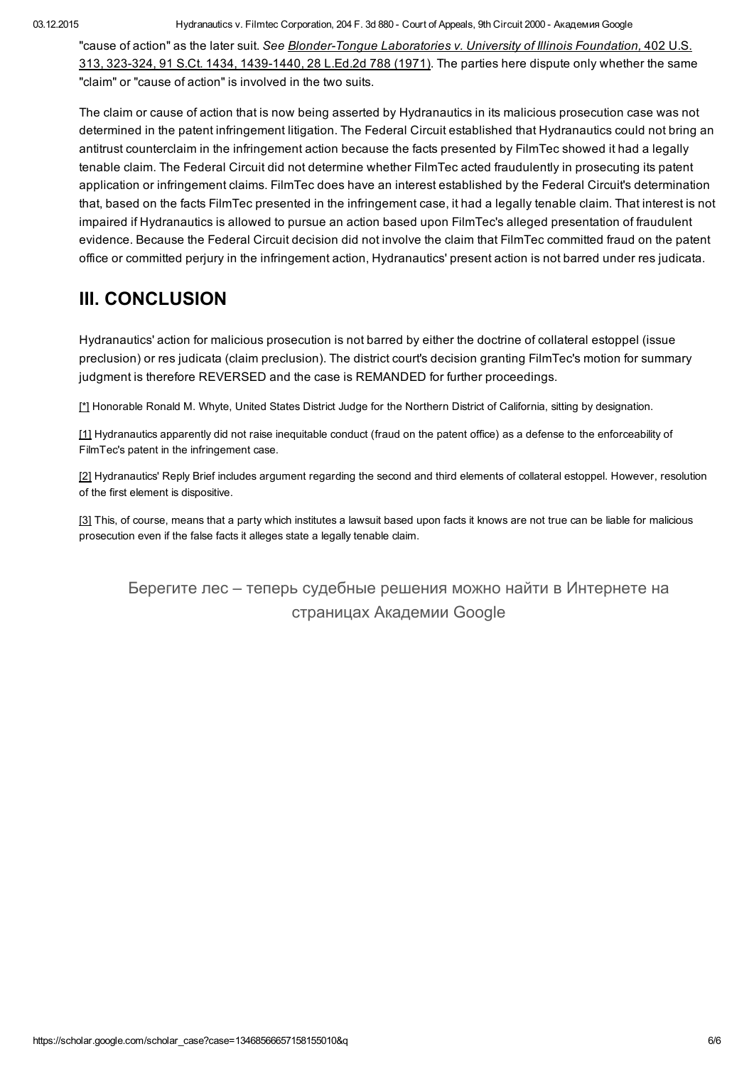"cause of action" as the later suit. *See* Blonder-Tongue Laboratories v. University of Illinois Foundation, 402 U.S. 313, 323-324, 91 S.Ct. 1434, 1439-1440, 28 L.Ed.2d 788 (1971). The parties here dispute only whether the same "claim" or "cause of action" is involved in the two suits.

The claim or cause of action that is now being asserted by Hydranautics in its malicious prosecution case was not determined in the patent infringement litigation. The Federal Circuit established that Hydranautics could not bring an antitrust counterclaim in the infringement action because the facts presented by FilmTec showed it had a legally tenable claim. The Federal Circuit did not determine whether FilmTec acted fraudulently in prosecuting its patent application or infringement claims. FilmTec does have an interest established by the Federal Circuit's determination that, based on the facts FilmTec presented in the infringement case, it had a legally tenable claim. That interest is not impaired if Hydranautics is allowed to pursue an action based upon FilmTec's alleged presentation of fraudulent evidence. Because the Federal Circuit decision did not involve the claim that FilmTec committed fraud on the patent office or committed perjury in the infringement action, Hydranautics' present action is not barred under res judicata.

## III. CONCLUSION

Hydranautics' action for malicious prosecution is not barred by either the doctrine of collateral estoppel (issue preclusion) or res judicata (claim preclusion). The district court's decision granting FilmTec's motion for summary judgment is therefore REVERSED and the case is REMANDED for further proceedings.

[*] Honorable Ronald M. Whyte, United States District Judge for the Northern District of California, sitting by designation.

[1] Hydranautics apparently did not raise inequitable conduct (fraud on the patent office) as a defense to the enforceability of FilmTec's patent in the infringement case.

[2] Hydranautics' Reply Brief includes argument regarding the second and third elements of collateral estoppel. However, resolution of the first element is dispositive.

[3] This, of course, means that a party which institutes a lawsuit based upon facts it knows are not true can be liable for malicious prosecution even if the false facts it alleges state a legally tenable claim.

Берегите лес – теперь судебные решения можно найти в Интернете на страницах Академии Google